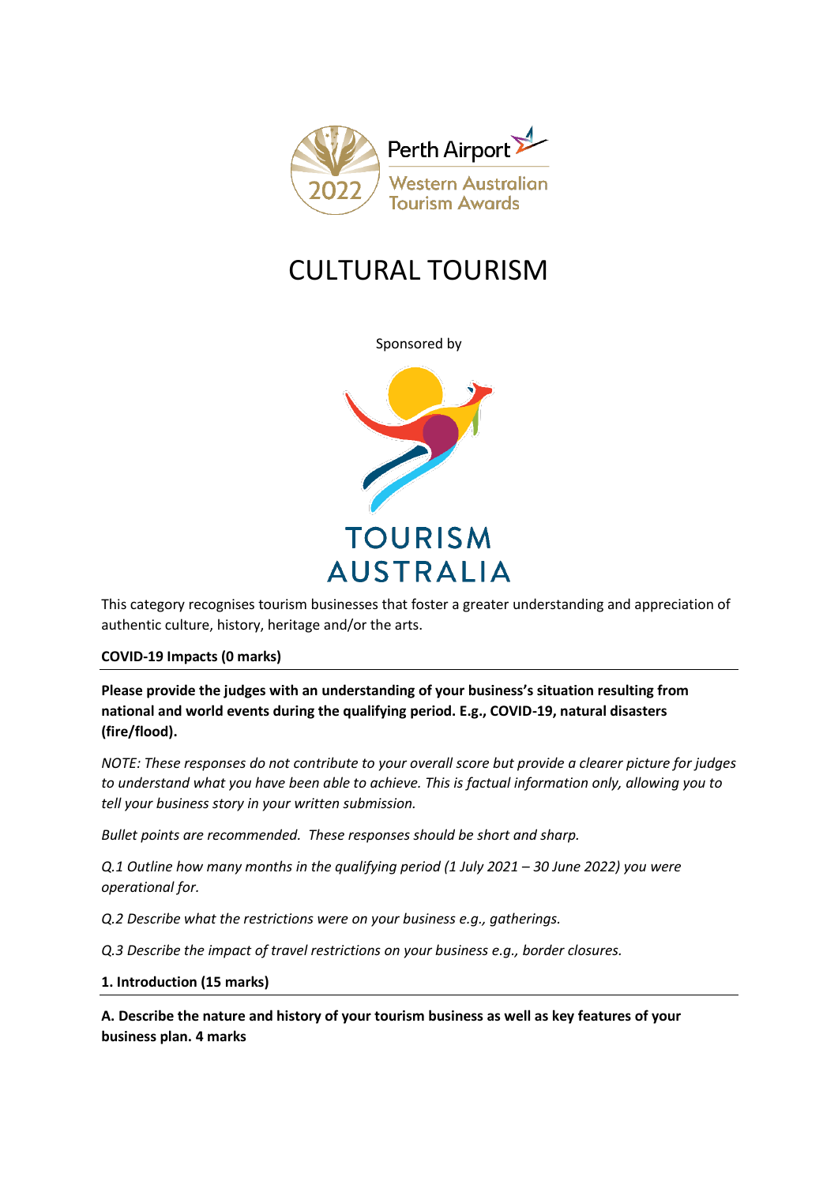Perth Airport

2022 Western Australian Tourism Awards

# CULTURAL TOURISM

Sponsored by

TOURISM AUSTRALIA

This category recognises tourism businesses that foster a greater understanding and appreciation of authentic culture, history, heritage and/or the arts.

**COVID-19 Impacts (0 marks)**

**Please provide the judges with an understanding of your business's situation resulting from national and world events during the qualifying period. E.g., COVID-19, natural disasters (fire/flood).**

*NOTE: These responses do not contribute to your overall score but provide a clearer picture for judges to understand what you have been able to achieve. This is factual information only, allowing you to tell your business story in your written submission.*

*Bullet points are recommended. These responses should be short and sharp.*

*Q.1 Outline how many months in the qualifying period (1 July 2021 – 30 June 2022) you were operational for.*

*Q.2 Describe what the restrictions were on your business e.g., gatherings.*

*Q.3 Describe the impact of travel restrictions on your business e.g., border closures.*

**1. Introduction (15 marks)**

**A. Describe the nature and history of your tourism business as well as key features of your business plan. 4 marks**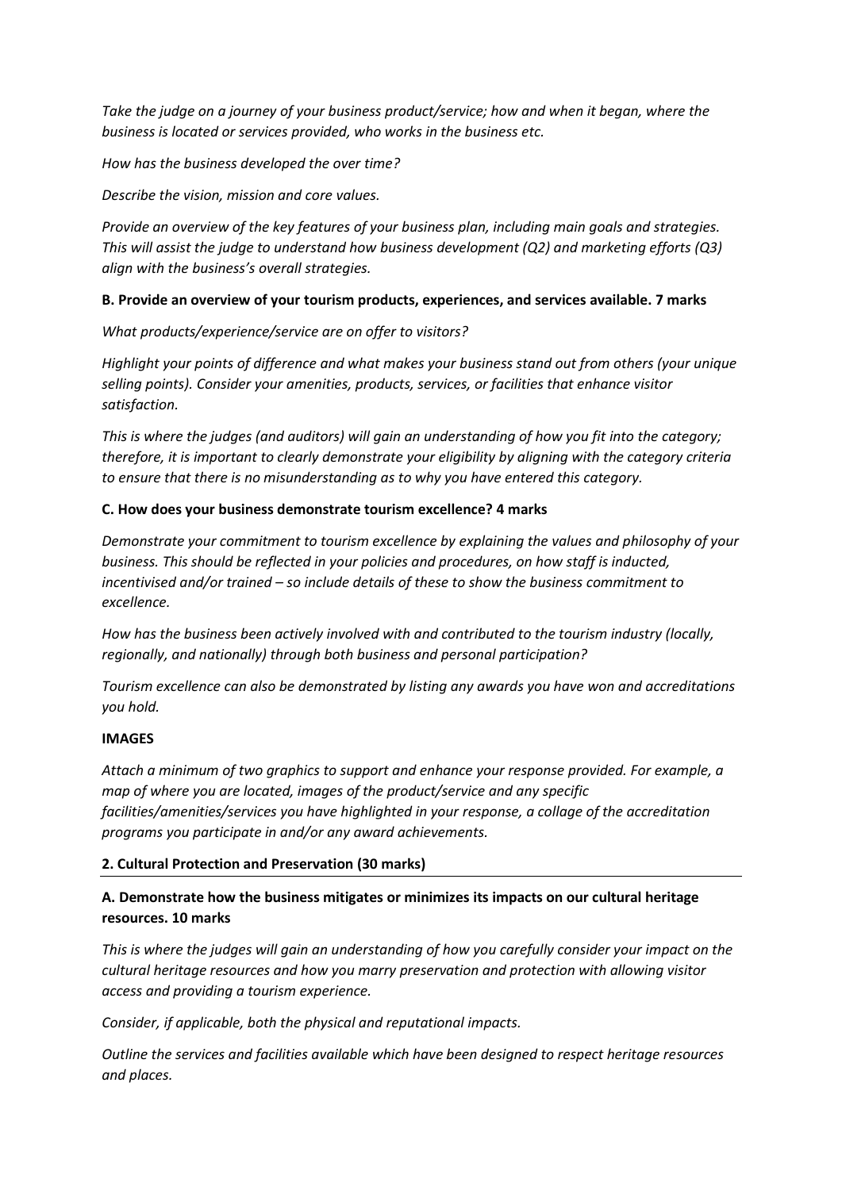*Take the judge on a journey of your business product/service; how and when it began, where the business is located or services provided, who works in the business etc.*

*How has the business developed the over time?*

*Describe the vision, mission and core values.*

*Provide an overview of the key features of your business plan, including main goals and strategies. This will assist the judge to understand how business development (Q2) and marketing efforts (Q3) align with the business's overall strategies.*

**B. Provide an overview of your tourism products, experiences, and services available. 7 marks**

*What products/experience/service are on offer to visitors?*

*Highlight your points of difference and what makes your business stand out from others (your unique selling points). Consider your amenities, products, services, or facilities that enhance visitor satisfaction.*

*This is where the judges (and auditors) will gain an understanding of how you fit into the category; therefore, it is important to clearly demonstrate your eligibility by aligning with the category criteria to ensure that there is no misunderstanding as to why you have entered this category.*

**C. How does your business demonstrate tourism excellence? 4 marks**

*Demonstrate your commitment to tourism excellence by explaining the values and philosophy of your business. This should be reflected in your policies and procedures, on how staff is inducted, incentivised and/or trained – so include details of these to show the business commitment to excellence.*

*How has the business been actively involved with and contributed to the tourism industry (locally, regionally, and nationally) through both business and personal participation?*

*Tourism excellence can also be demonstrated by listing any awards you have won and accreditations you hold.*

**IMAGES**

*Attach a minimum of two graphics to support and enhance your response provided. For example, a map of where you are located, images of the product/service and any specific facilities/amenities/services you have highlighted in your response, a collage of the accreditation programs you participate in and/or any award achievements.*

## 2. Cultural Protection and Preservation (30 marks)

**A. Demonstrate how the business mitigates or minimizes its impacts on our cultural heritage resources. 10 marks**

*This is where the judges will gain an understanding of how you carefully consider your impact on the cultural heritage resources and how you marry preservation and protection with allowing visitor access and providing a tourism experience.*

*Consider, if applicable, both the physical and reputational impacts.*

*Outline the services and facilities available which have been designed to respect heritage resources and places.*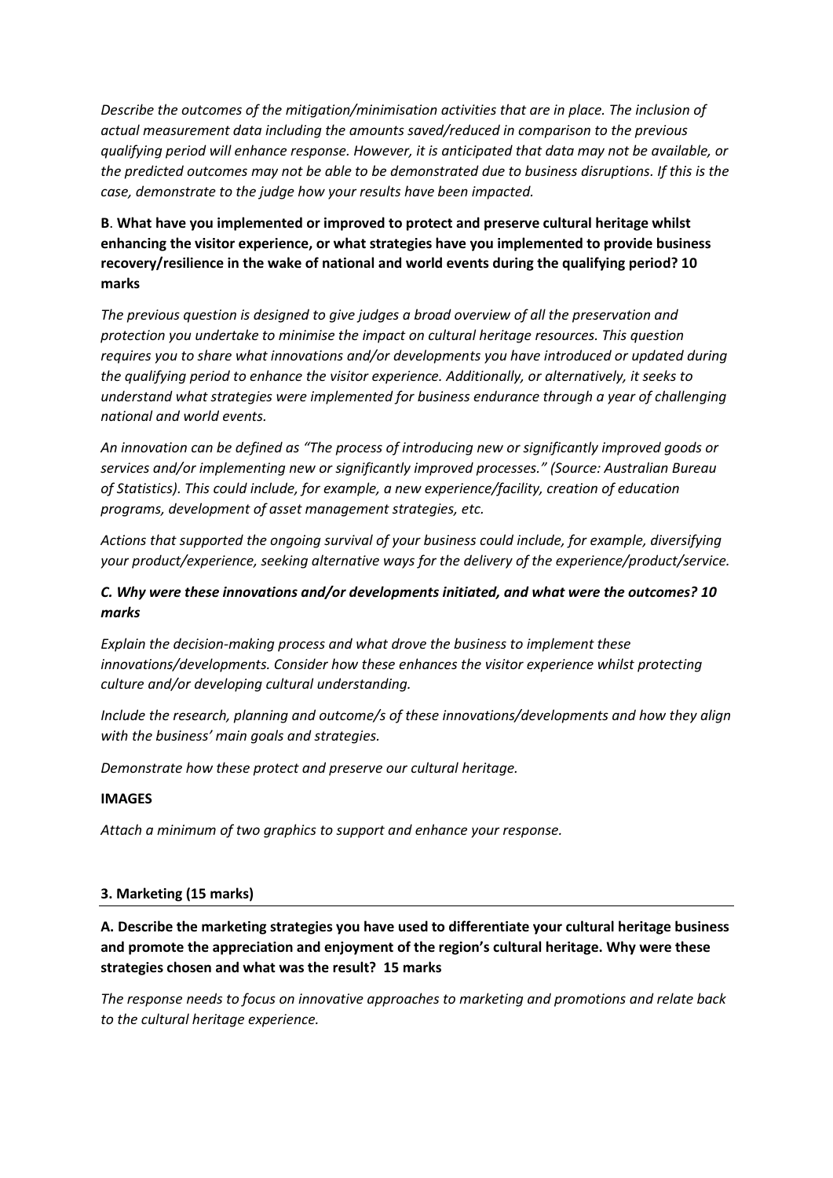*Describe the outcomes of the mitigation/minimisation activities that are in place. The inclusion of actual measurement data including the amounts saved/reduced in comparison to the previous qualifying period will enhance response. However, it is anticipated that data may not be available, or the predicted outcomes may not be able to be demonstrated due to business disruptions. If this is the case, demonstrate to the judge how your results have been impacted.*

**B**. **What have you implemented or improved to protect and preserve cultural heritage whilst enhancing the visitor experience, or what strategies have you implemented to provide business recovery/resilience in the wake of national and world events during the qualifying period? 10 marks**

*The previous question is designed to give judges a broad overview of all the preservation and protection you undertake to minimise the impact on cultural heritage resources. This question requires you to share what innovations and/or developments you have introduced or updated during the qualifying period to enhance the visitor experience. Additionally, or alternatively, it seeks to understand what strategies were implemented for business endurance through a year of challenging national and world events.*

*An innovation can be defined as "The process of introducing new or significantly improved goods or services and/or implementing new or significantly improved processes." (Source: Australian Bureau of Statistics). This could include, for example, a new experience/facility, creation of education programs, development of asset management strategies, etc.*

*Actions that supported the ongoing survival of your business could include, for example, diversifying your product/experience, seeking alternative ways for the delivery of the experience/product/service.*

***C. Why were these innovations and/or developments initiated, and what were the outcomes? 10 marks***

*Explain the decision-making process and what drove the business to implement these innovations/developments. Consider how these enhances the visitor experience whilst protecting culture and/or developing cultural understanding.*

*Include the research, planning and outcome/s of these innovations/developments and how they align with the business' main goals and strategies.*

*Demonstrate how these protect and preserve our cultural heritage.*

**IMAGES**

*Attach a minimum of two graphics to support and enhance your response.*

### 3. Marketing (15 marks)

**A. Describe the marketing strategies you have used to differentiate your cultural heritage business and promote the appreciation and enjoyment of the region's cultural heritage. Why were these strategies chosen and what was the result? 15 marks**

*The response needs to focus on innovative approaches to marketing and promotions and relate back to the cultural heritage experience.*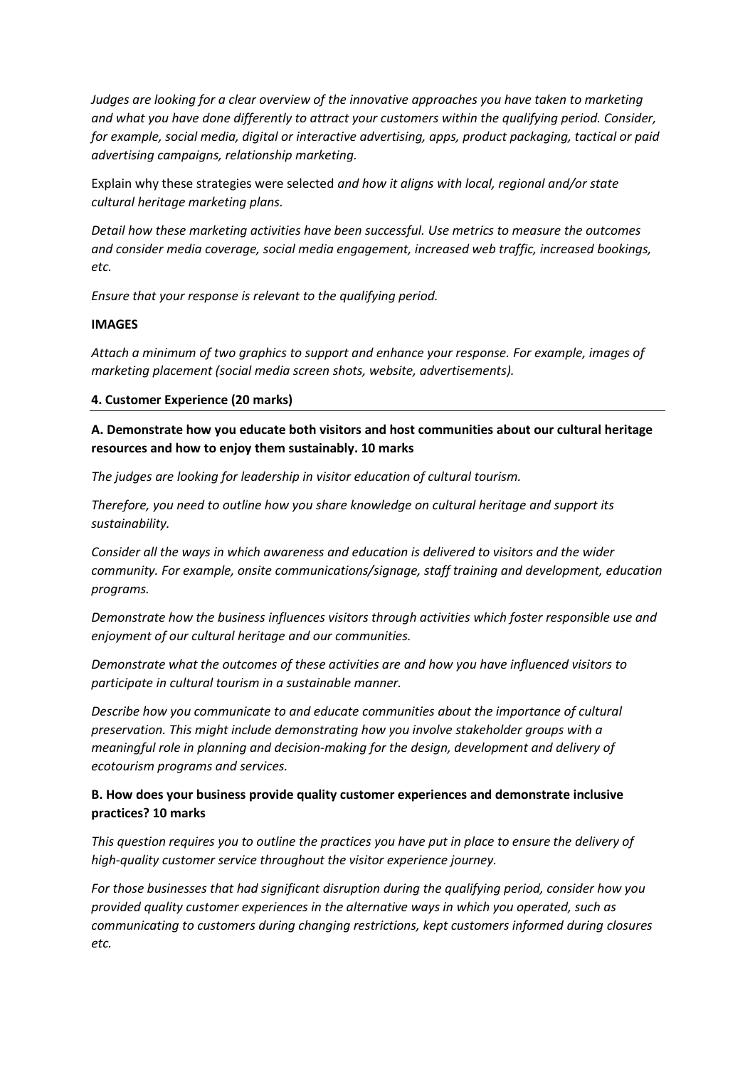*Judges are looking for a clear overview of the innovative approaches you have taken to marketing and what you have done differently to attract your customers within the qualifying period. Consider, for example, social media, digital or interactive advertising, apps, product packaging, tactical or paid advertising campaigns, relationship marketing.*

Explain why these strategies were selected *and how it aligns with local, regional and/or state cultural heritage marketing plans.*

*Detail how these marketing activities have been successful. Use metrics to measure the outcomes and consider media coverage, social media engagement, increased web traffic, increased bookings, etc.*

*Ensure that your response is relevant to the qualifying period.*

**IMAGES**

*Attach a minimum of two graphics to support and enhance your response. For example, images of marketing placement (social media screen shots, website, advertisements).*

## 4. Customer Experience (20 marks)

**A. Demonstrate how you educate both visitors and host communities about our cultural heritage resources and how to enjoy them sustainably. 10 marks**

*The judges are looking for leadership in visitor education of cultural tourism.*

*Therefore, you need to outline how you share knowledge on cultural heritage and support its sustainability.*

*Consider all the ways in which awareness and education is delivered to visitors and the wider community. For example, onsite communications/signage, staff training and development, education programs.*

*Demonstrate how the business influences visitors through activities which foster responsible use and enjoyment of our cultural heritage and our communities.*

*Demonstrate what the outcomes of these activities are and how you have influenced visitors to participate in cultural tourism in a sustainable manner.*

*Describe how you communicate to and educate communities about the importance of cultural preservation. This might include demonstrating how you involve stakeholder groups with a meaningful role in planning and decision-making for the design, development and delivery of ecotourism programs and services.*

**B. How does your business provide quality customer experiences and demonstrate inclusive practices? 10 marks**

*This question requires you to outline the practices you have put in place to ensure the delivery of high-quality customer service throughout the visitor experience journey.*

*For those businesses that had significant disruption during the qualifying period, consider how you provided quality customer experiences in the alternative ways in which you operated, such as communicating to customers during changing restrictions, kept customers informed during closures etc.*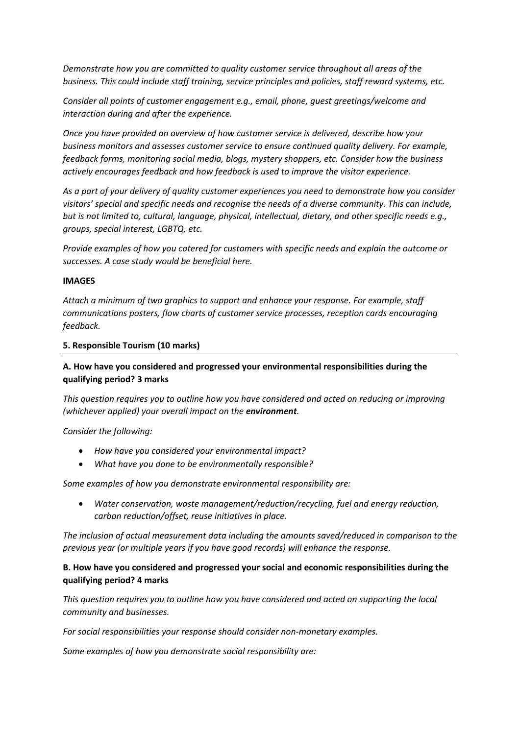*Demonstrate how you are committed to quality customer service throughout all areas of the business. This could include staff training, service principles and policies, staff reward systems, etc.*

*Consider all points of customer engagement e.g., email, phone, guest greetings/welcome and interaction during and after the experience.*

*Once you have provided an overview of how customer service is delivered, describe how your business monitors and assesses customer service to ensure continued quality delivery. For example, feedback forms, monitoring social media, blogs, mystery shoppers, etc. Consider how the business actively encourages feedback and how feedback is used to improve the visitor experience.*

*As a part of your delivery of quality customer experiences you need to demonstrate how you consider visitors' special and specific needs and recognise the needs of a diverse community. This can include, but is not limited to, cultural, language, physical, intellectual, dietary, and other specific needs e.g., groups, special interest, LGBTQ, etc.*

*Provide examples of how you catered for customers with specific needs and explain the outcome or successes. A case study would be beneficial here.*

**IMAGES**

*Attach a minimum of two graphics to support and enhance your response. For example, staff communications posters, flow charts of customer service processes, reception cards encouraging feedback.*

## 5. Responsible Tourism (10 marks)

**A. How have you considered and progressed your environmental responsibilities during the qualifying period? 3 marks**

*This question requires you to outline how you have considered and acted on reducing or improving (whichever applied) your overall impact on the **environment**.*

*Consider the following:*

- *How have you considered your environmental impact?*
- *What have you done to be environmentally responsible?*

*Some examples of how you demonstrate environmental responsibility are:*

- *Water conservation, waste management/reduction/recycling, fuel and energy reduction, carbon reduction/offset, reuse initiatives in place.*

*The inclusion of actual measurement data including the amounts saved/reduced in comparison to the previous year (or multiple years if you have good records) will enhance the response.*

**B. How have you considered and progressed your social and economic responsibilities during the qualifying period? 4 marks**

*This question requires you to outline how you have considered and acted on supporting the local community and businesses.*

*For social responsibilities your response should consider non-monetary examples.*

*Some examples of how you demonstrate social responsibility are:*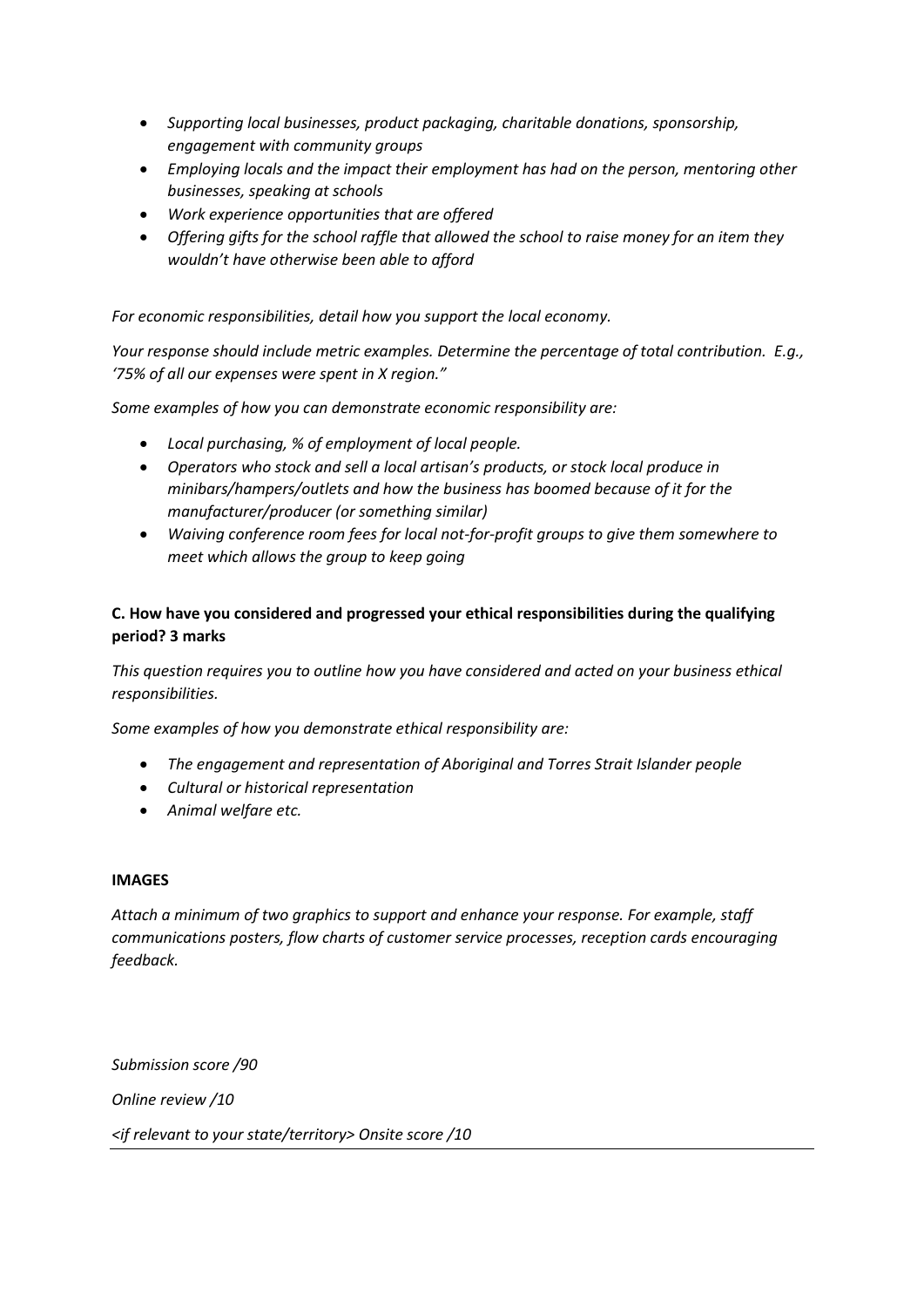- *Supporting local businesses, product packaging, charitable donations, sponsorship, engagement with community groups*
- *Employing locals and the impact their employment has had on the person, mentoring other businesses, speaking at schools*
- *Work experience opportunities that are offered*
- *Offering gifts for the school raffle that allowed the school to raise money for an item they wouldn't have otherwise been able to afford*

*For economic responsibilities, detail how you support the local economy.*

*Your response should include metric examples. Determine the percentage of total contribution. E.g., '75% of all our expenses were spent in X region."*

*Some examples of how you can demonstrate economic responsibility are:*

- *Local purchasing, % of employment of local people.*
- *Operators who stock and sell a local artisan's products, or stock local produce in minibars/hampers/outlets and how the business has boomed because of it for the manufacturer/producer (or something similar)*
- *Waiving conference room fees for local not-for-profit groups to give them somewhere to meet which allows the group to keep going*

**C. How have you considered and progressed your ethical responsibilities during the qualifying period? 3 marks**

*This question requires you to outline how you have considered and acted on your business ethical responsibilities.*

*Some examples of how you demonstrate ethical responsibility are:*

- *The engagement and representation of Aboriginal and Torres Strait Islander people*
- *Cultural or historical representation*
- *Animal welfare etc.*

**IMAGES**

*Attach a minimum of two graphics to support and enhance your response. For example, staff communications posters, flow charts of customer service processes, reception cards encouraging feedback.*

*Submission score /90*

*Online review /10*

*<if relevant to your state/territory> Onsite score /10*